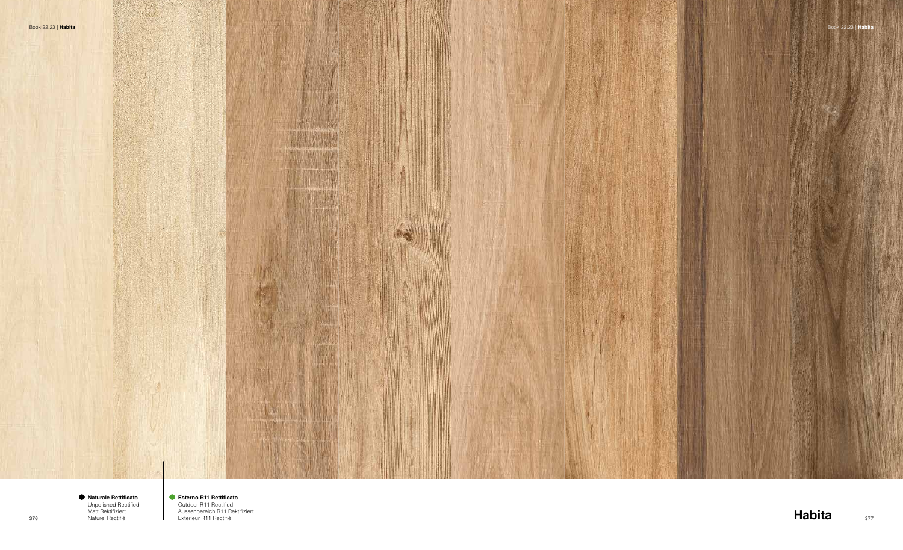● **Naturale Rettificato**
Unpolished Rectified
Matt Rektifiziert
Naturel Rectifié

● **Esterno R11 Rettificato**
Outdoor R11 Rectified
Aussenbereich R11 Rektifiziert
Exterieur R11 Rectifié

# Habita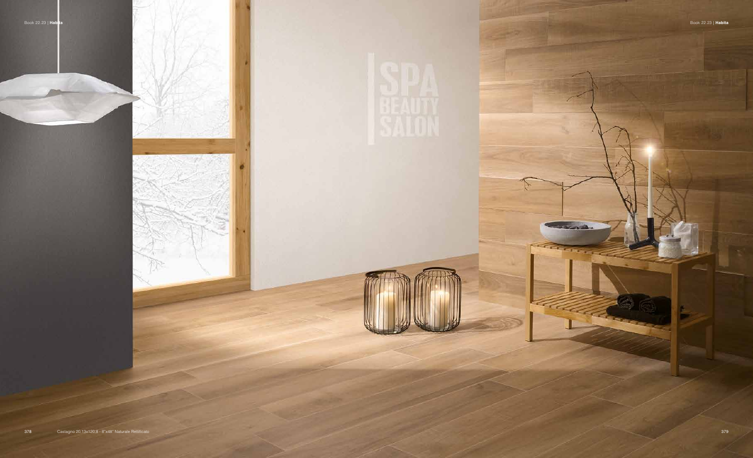Castagno 20,13x120,8 - 8"x48" Naturale Rettificato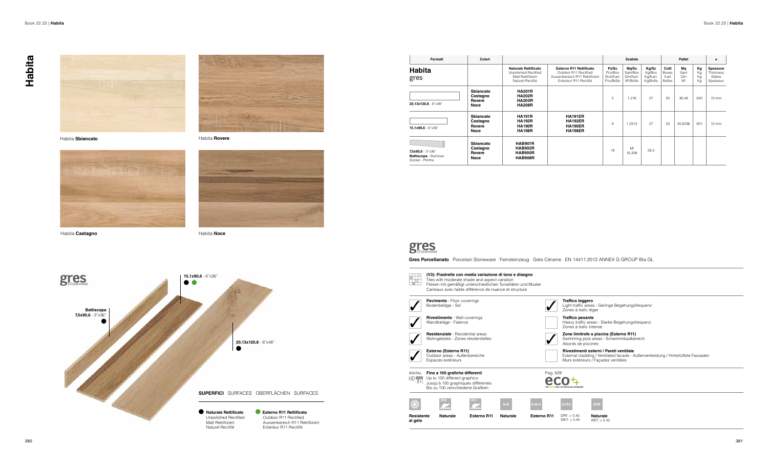# Habita

Habita **Sbiancato**

Habita **Rovere**

Habita **Castagno**

Habita **Noce**

gres STONEWARE

**Battiscopa** 7,5x90,6 - 3"x36"

**15,1x90,6** - 6"x36"

**20,13x120,8** - 8"x48"

**SUPERFICI** SURFACES OBERFLÄCHEN SURFACES

- **Naturale Rettificato** Unpolished Rectified Matt Rektifiziert Naturel Rectifié
- **Esterno R11 Rettificato** Outdoor R11 Rectified Aussenbereich R11 Rektifiziert Exterieur R11 Rectifié

| Formati | Colori | | | Scatole | | | Pallet | | | ≠ |
|---|---|---|---|---|---|---|---|---|---|---|
| **Habita** gres | | **Naturale Rettificato** Unpolished Rectified Matt Rektifiziert Naturel Rectifié | **Esterno R11 Rettificato** Outdoor R11 Rectified Aussenbereich R11 Rektifiziert Exterieur R11 Rectifié | **Pz/Sc** Pcs/Box Stck/Kart. Pcs/Boîte | **Mq/Sc** Sqm/Box Qm/Kart. M²/Boîte | **Kg/Sc** Kg/Box Kg/Kart. Kg/Boîte | **Colli** Boxes Kart Boîtes | **Mq** Sqm Qm M² | **Kg** Kg Kg Kg | **Spessore** Thickness Stärke Epaisseur |
| 20,13x120,8 - 8"x48" | **Sbiancato Castagno Rovere Noce** | **HA201R HA202R HA200R HA206R** | | 5 | 1,216 | 27 | 30 | 36,48 | 820 | 10 mm |
| 15,1x90,6 - 6"x36" | **Sbiancato Castagno Rovere Noce** | **HA191R HA192R HA190R HA198R** | **HA191ER HA192ER HA190ER HA198ER** | 9 | 1,2312 | 27 | 33 | 40,6296 | 901 | 10 mm |
| 7,5x90,6 - 3"x36" **Battiscopa** - Bullnose Sockel - Plinthe | **Sbiancato Castagno Rovere Noce** | **HAB901R HAB902R HAB900R HAB908R** | | 18 | Ml 16,308 | 28,5 | | | | |

gres STONEWARE

**Gres Porcellanato** Porcelain Stoneware Feinsteinzeug Grès Cérame EN 14411:2012 ANNEX G GROUP BIa GL

**(V3): Piastrelle con media variazione di tono e disegno**
Tiles with moderate shade and aspect variation
Fliesen mit gemäßigt unterschiedlichen Tonalitäten und Muster
Carreaux avec faible différence de nuance et structure

- ✓ **Pavimento** - Floor coverings  
  Bodenbeläge - Sol
- ✓ **Rivestimento** - Wall coverings  
  Wandbeläge - Faïence
- ✓ **Residenziale** - Residential areas  
  Wohngebiete - Zones résidentielles
- ✓ **Esterno (Esterno R11)**  
  Outdoor areas - Außenbereiche  
  Espaces extérieurs
- ✓ **Traffico leggero**  
  Light traffic areas - Geringe Begehungsfrequenz  
  Zones à trafic léger
- **Traffico pesante**  
  Heavy traffic areas - Starke Begehungsfrequenz  
  Zones à trafic intense
- ✓ **Zone limitrofe a piscina (Esterno R11)**  
  Swimming pool areas - Schwimmbadbereich  
  Abords de piscines
- **Rivestimenti esterni / Pareti ventilate**  
  External cladding / Ventilated facade - Außenverkleidung / Hinterlüftete Fassaden  
  Murs extérieurs / Façades ventilées

DIGITAL HD **Fino a 100 grafiche differenti**
Up to 100 different graphics
Jusqu'à 100 graphiques différentes
Bis zu 100 verschiedene Grafiken

Pag. 629

eco+

| Resistente al gelo | R10 Naturale | R11 Esterno R11 | A+B Naturale | A+B+C Esterno R11 | B.C.R.A. DRY: > 0,40 WET: > 0,40 | DCOF Naturale WET: ≥ 0,42 |
|---|---|---|---|---|---|---|